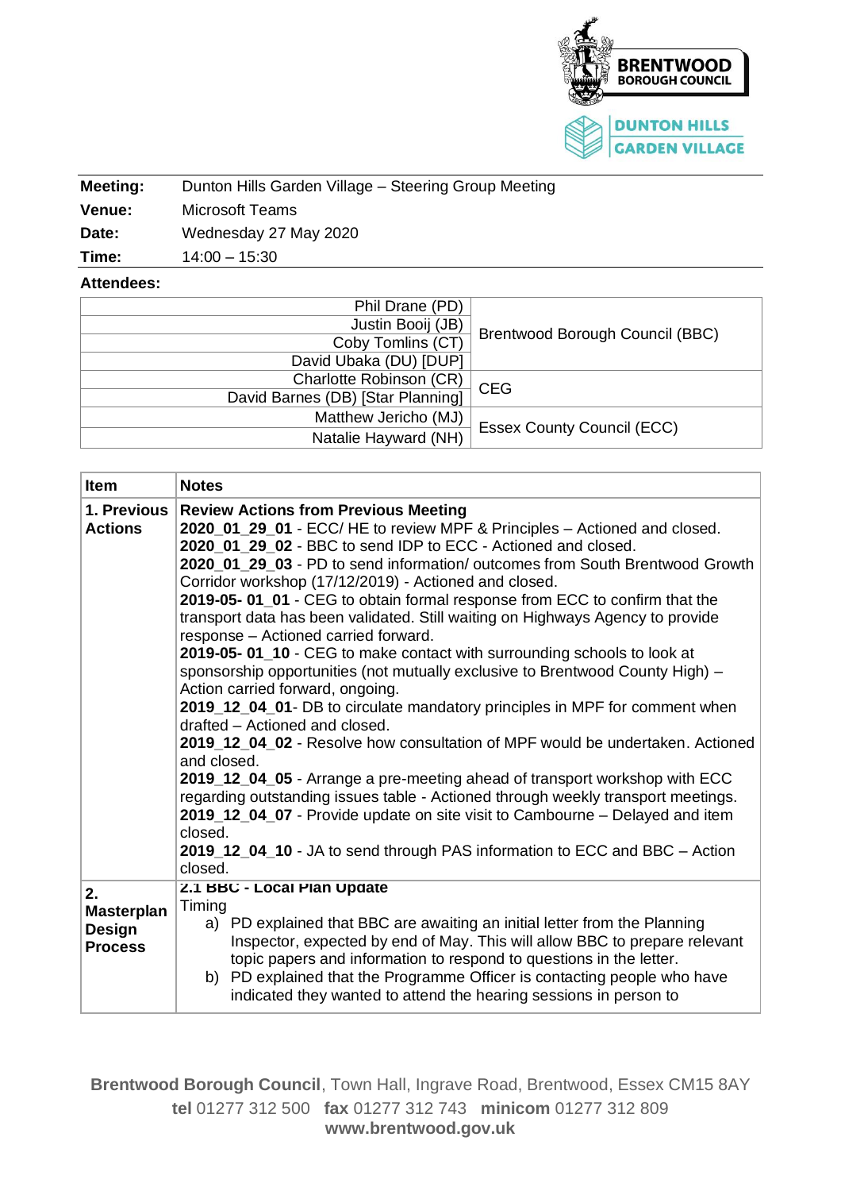BRENTWOOD BOROUGH COUNCIL

DUNTON HILLS GARDEN VILLAGE

| | |
|---|---|
| **Meeting:** | Dunton Hills Garden Village – Steering Group Meeting |
| **Venue:** | Microsoft Teams |
| **Date:** | Wednesday 27 May 2020 |
| **Time:** | 14:00 – 15:30 |

**Attendees:**

| | |
|---|---|
| Phil Drane (PD) | Brentwood Borough Council (BBC) |
| Justin Booij (JB) | |
| Coby Tomlins (CT) | |
| David Ubaka (DU) [DUP] | |
| Charlotte Robinson (CR) | CEG |
| David Barnes (DB) [Star Planning] | |
| Matthew Jericho (MJ) | Essex County Council (ECC) |
| Natalie Hayward (NH) | |

| Item | Notes |
|---|---|
| **1. Previous Actions** | **Review Actions from Previous Meeting**<br>**2020_01_29_01** - ECC/ HE to review MPF & Principles – Actioned and closed.<br>**2020_01_29_02** - BBC to send IDP to ECC - Actioned and closed.<br>**2020_01_29_03** - PD to send information/ outcomes from South Brentwood Growth Corridor workshop (17/12/2019) - Actioned and closed.<br>**2019-05- 01_01** - CEG to obtain formal response from ECC to confirm that the transport data has been validated. Still waiting on Highways Agency to provide response – Actioned carried forward.<br>**2019-05- 01_10** - CEG to make contact with surrounding schools to look at sponsorship opportunities (not mutually exclusive to Brentwood County High) – Action carried forward, ongoing.<br>**2019_12_04_01**- DB to circulate mandatory principles in MPF for comment when drafted – Actioned and closed.<br>**2019_12_04_02** - Resolve how consultation of MPF would be undertaken. Actioned and closed.<br>**2019_12_04_05** - Arrange a pre-meeting ahead of transport workshop with ECC regarding outstanding issues table - Actioned through weekly transport meetings.<br>**2019_12_04_07** - Provide update on site visit to Cambourne – Delayed and item closed.<br>**2019_12_04_10** - JA to send through PAS information to ECC and BBC – Action closed. |
| **2. Masterplan Design Process** | **2.1 BBC - Local Plan Update**<br>Timing<br>a) PD explained that BBC are awaiting an initial letter from the Planning Inspector, expected by end of May. This will allow BBC to prepare relevant topic papers and information to respond to questions in the letter.<br>b) PD explained that the Programme Officer is contacting people who have indicated they wanted to attend the hearing sessions in person to |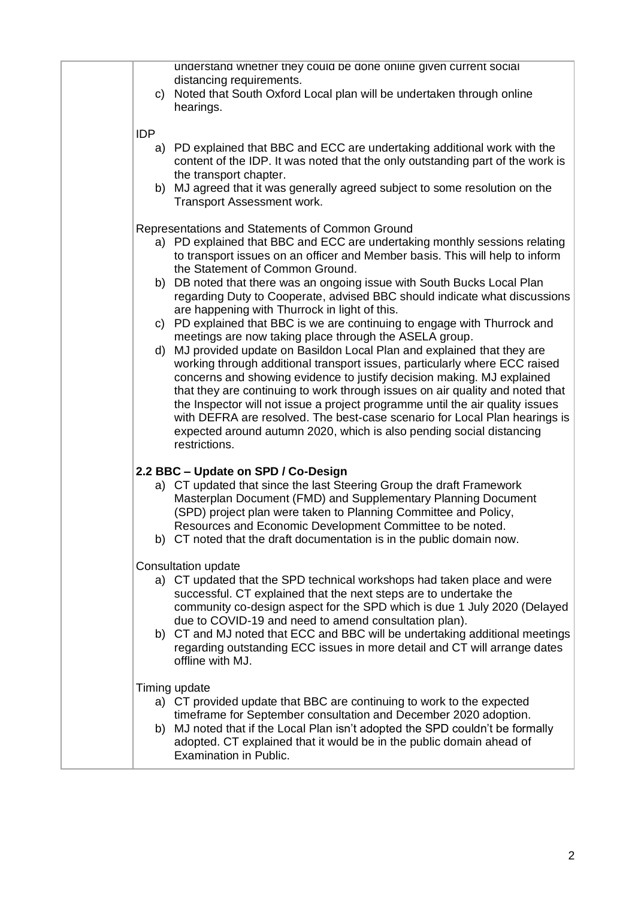understand whether they could be done online given current social distancing requirements.

c) Noted that South Oxford Local plan will be undertaken through online hearings.

IDP

a) PD explained that BBC and ECC are undertaking additional work with the content of the IDP. It was noted that the only outstanding part of the work is the transport chapter.
b) MJ agreed that it was generally agreed subject to some resolution on the Transport Assessment work.

Representations and Statements of Common Ground

a) PD explained that BBC and ECC are undertaking monthly sessions relating to transport issues on an officer and Member basis. This will help to inform the Statement of Common Ground.
b) DB noted that there was an ongoing issue with South Bucks Local Plan regarding Duty to Cooperate, advised BBC should indicate what discussions are happening with Thurrock in light of this.
c) PD explained that BBC is we are continuing to engage with Thurrock and meetings are now taking place through the ASELA group.
d) MJ provided update on Basildon Local Plan and explained that they are working through additional transport issues, particularly where ECC raised concerns and showing evidence to justify decision making. MJ explained that they are continuing to work through issues on air quality and noted that the Inspector will not issue a project programme until the air quality issues with DEFRA are resolved. The best-case scenario for Local Plan hearings is expected around autumn 2020, which is also pending social distancing restrictions.

**2.2 BBC – Update on SPD / Co-Design**

a) CT updated that since the last Steering Group the draft Framework Masterplan Document (FMD) and Supplementary Planning Document (SPD) project plan were taken to Planning Committee and Policy, Resources and Economic Development Committee to be noted.
b) CT noted that the draft documentation is in the public domain now.

Consultation update

a) CT updated that the SPD technical workshops had taken place and were successful. CT explained that the next steps are to undertake the community co-design aspect for the SPD which is due 1 July 2020 (Delayed due to COVID-19 and need to amend consultation plan).
b) CT and MJ noted that ECC and BBC will be undertaking additional meetings regarding outstanding ECC issues in more detail and CT will arrange dates offline with MJ.

Timing update

a) CT provided update that BBC are continuing to work to the expected timeframe for September consultation and December 2020 adoption.
b) MJ noted that if the Local Plan isn't adopted the SPD couldn't be formally adopted. CT explained that it would be in the public domain ahead of Examination in Public.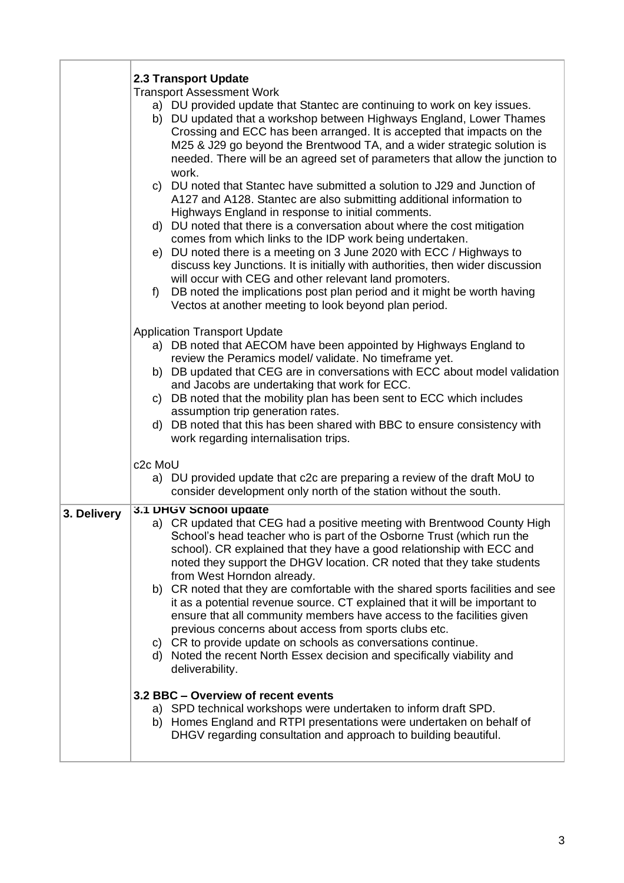| | |
|---|---|
| | **2.3 Transport Update**<br>Transport Assessment Work<br>a) DU provided update that Stantec are continuing to work on key issues.<br>b) DU updated that a workshop between Highways England, Lower Thames Crossing and ECC has been arranged. It is accepted that impacts on the M25 & J29 go beyond the Brentwood TA, and a wider strategic solution is needed. There will be an agreed set of parameters that allow the junction to work.<br>c) DU noted that Stantec have submitted a solution to J29 and Junction of A127 and A128. Stantec are also submitting additional information to Highways England in response to initial comments.<br>d) DU noted that there is a conversation about where the cost mitigation comes from which links to the IDP work being undertaken.<br>e) DU noted there is a meeting on 3 June 2020 with ECC / Highways to discuss key Junctions. It is initially with authorities, then wider discussion will occur with CEG and other relevant land promoters.<br>f) DB noted the implications post plan period and it might be worth having Vectos at another meeting to look beyond plan period.<br><br>Application Transport Update<br>a) DB noted that AECOM have been appointed by Highways England to review the Peramics model/ validate. No timeframe yet.<br>b) DB updated that CEG are in conversations with ECC about model validation and Jacobs are undertaking that work for ECC.<br>c) DB noted that the mobility plan has been sent to ECC which includes assumption trip generation rates.<br>d) DB noted that this has been shared with BBC to ensure consistency with work regarding internalisation trips.<br><br>c2c MoU<br>a) DU provided update that c2c are preparing a review of the draft MoU to consider development only north of the station without the south. |
| **3. Delivery** | **3.1 DHGV School update**<br>a) CR updated that CEG had a positive meeting with Brentwood County High School's head teacher who is part of the Osborne Trust (which run the school). CR explained that they have a good relationship with ECC and noted they support the DHGV location. CR noted that they take students from West Horndon already.<br>b) CR noted that they are comfortable with the shared sports facilities and see it as a potential revenue source. CT explained that it will be important to ensure that all community members have access to the facilities given previous concerns about access from sports clubs etc.<br>c) CR to provide update on schools as conversations continue.<br>d) Noted the recent North Essex decision and specifically viability and deliverability.<br><br>**3.2 BBC – Overview of recent events**<br>a) SPD technical workshops were undertaken to inform draft SPD.<br>b) Homes England and RTPI presentations were undertaken on behalf of DHGV regarding consultation and approach to building beautiful. |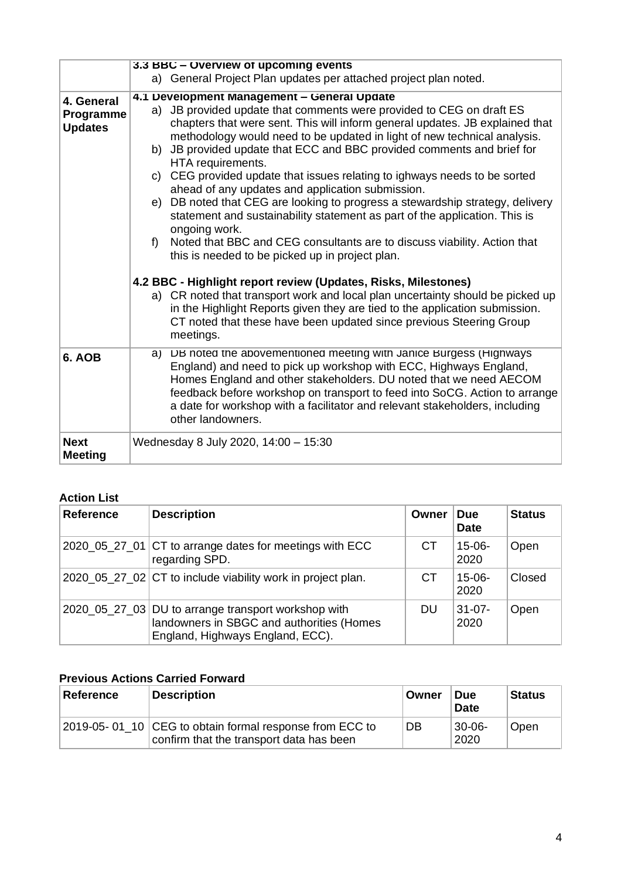| | |
|---|---|
| | **3.3 BBC – Overview of upcoming events**<br>a) General Project Plan updates per attached project plan noted. |
| **4. General Programme Updates** | **4.1 Development Management – General Update**<br>a) JB provided update that comments were provided to CEG on draft ES chapters that were sent. This will inform general updates. JB explained that methodology would need to be updated in light of new technical analysis.<br>b) JB provided update that ECC and BBC provided comments and brief for HTA requirements.<br>c) CEG provided update that issues relating to ighways needs to be sorted ahead of any updates and application submission.<br>e) DB noted that CEG are looking to progress a stewardship strategy, delivery statement and sustainability statement as part of the application. This is ongoing work.<br>f) Noted that BBC and CEG consultants are to discuss viability. Action that this is needed to be picked up in project plan.<br><br>**4.2 BBC - Highlight report review (Updates, Risks, Milestones)**<br>a) CR noted that transport work and local plan uncertainty should be picked up in the Highlight Reports given they are tied to the application submission. CT noted that these have been updated since previous Steering Group meetings. |
| **6. AOB** | a) DB noted the abovementioned meeting with Janice Burgess (Highways England) and need to pick up workshop with ECC, Highways England, Homes England and other stakeholders. DU noted that we need AECOM feedback before workshop on transport to feed into SoCG. Action to arrange a date for workshop with a facilitator and relevant stakeholders, including other landowners. |
| **Next Meeting** | Wednesday 8 July 2020, 14:00 – 15:30 |

**Action List**

| Reference | Description | Owner | Due Date | Status |
|---|---|---|---|---|
| 2020_05_27_01 | CT to arrange dates for meetings with ECC regarding SPD. | CT | 15-06-2020 | Open |
| 2020_05_27_02 | CT to include viability work in project plan. | CT | 15-06-2020 | Closed |
| 2020_05_27_03 | DU to arrange transport workshop with landowners in SBGC and authorities (Homes England, Highways England, ECC). | DU | 31-07-2020 | Open |

**Previous Actions Carried Forward**

| Reference | Description | Owner | Due Date | Status |
|---|---|---|---|---|
| 2019-05- 01_10 | CEG to obtain formal response from ECC to confirm that the transport data has been | DB | 30-06-2020 | Open |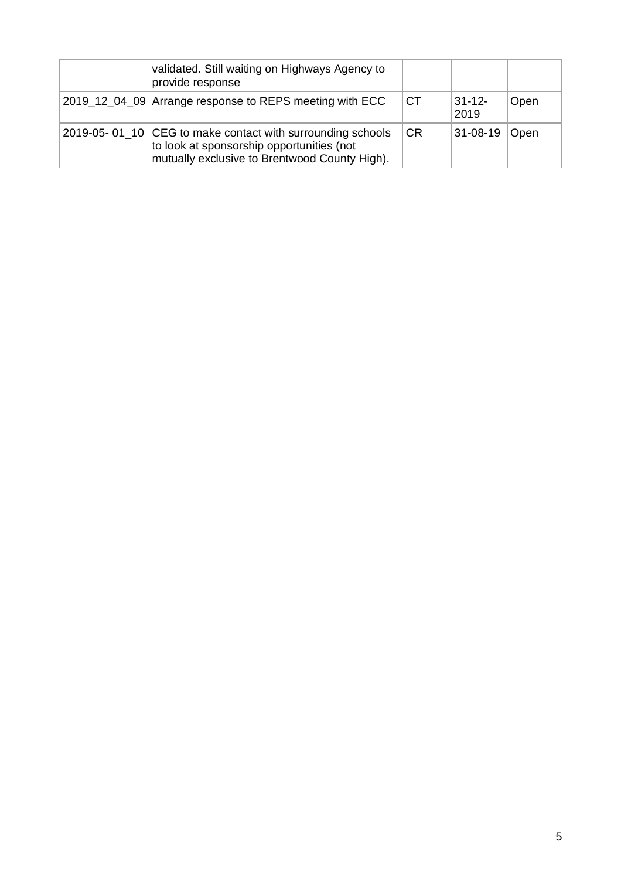| | | | | |
|---|---|---|---|---|
| | validated. Still waiting on Highways Agency to provide response | | | |
| 2019_12_04_09 | Arrange response to REPS meeting with ECC | CT | 31-12-2019 | Open |
| 2019-05- 01_10 | CEG to make contact with surrounding schools to look at sponsorship opportunities (not mutually exclusive to Brentwood County High). | CR | 31-08-19 | Open |